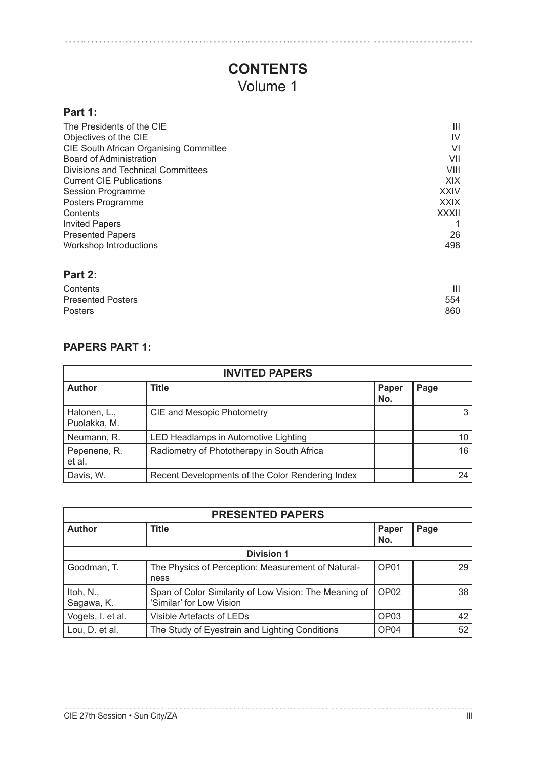# CONTENTS
## Volume 1

### Part 1:

| | |
|---|---|
| The Presidents of the CIE | III |
| Objectives of the CIE | IV |
| CIE South African Organising Committee | VI |
| Board of Administration | VII |
| Divisions and Technical Committees | VIII |
| Current CIE Publications | XIX |
| Session Programme | XXIV |
| Posters Programme | XXIX |
| Contents | XXXII |
| Invited Papers | 1 |
| Presented Papers | 26 |
| Workshop Introductions | 498 |

### Part 2:

| | |
|---|---|
| Contents | III |
| Presented Posters | 554 |
| Posters | 860 |

### PAPERS PART 1:

| INVITED PAPERS | | | |
|---|---|---|---|
| **Author** | **Title** | **Paper No.** | **Page** |
| Halonen, L., Puolakka, M. | CIE and Mesopic Photometry | | 3 |
| Neumann, R. | LED Headlamps in Automotive Lighting | | 10 |
| Pepenene, R. et al. | Radiometry of Phototherapy in South Africa | | 16 |
| Davis, W. | Recent Developments of the Color Rendering Index | | 24 |

| PRESENTED PAPERS | | | |
|---|---|---|---|
| **Author** | **Title** | **Paper No.** | **Page** |
| | **Division 1** | | |
| Goodman, T. | The Physics of Perception: Measurement of Naturalness | OP01 | 29 |
| Itoh, N., Sagawa, K. | Span of Color Similarity of Low Vision: The Meaning of 'Similar' for Low Vision | OP02 | 38 |
| Vogels, I. et al. | Visible Artefacts of LEDs | OP03 | 42 |
| Lou, D. et al. | The Study of Eyestrain and Lighting Conditions | OP04 | 52 |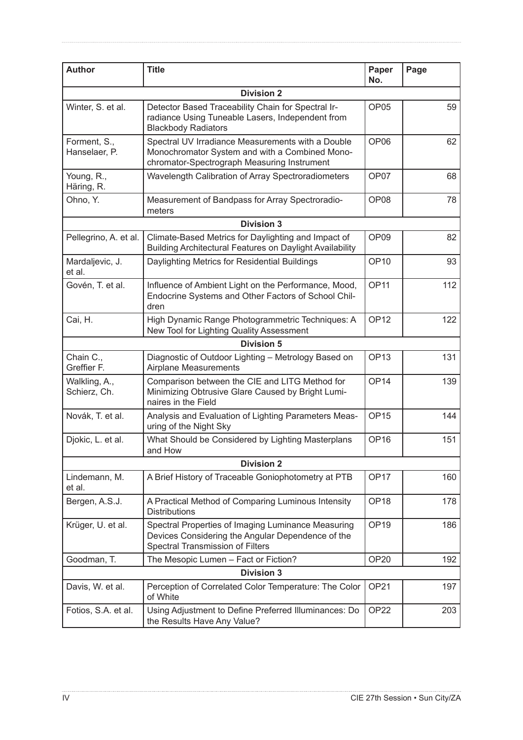| Author | Title | Paper No. | Page |
|---|---|---|---|
| **Division 2** | | | |
| Winter, S. et al. | Detector Based Traceability Chain for Spectral Irradiance Using Tuneable Lasers, Independent from Blackbody Radiators | OP05 | 59 |
| Forment, S., Hanselaer, P. | Spectral UV Irradiance Measurements with a Double Monochromator System and with a Combined Monochromator-Spectrograph Measuring Instrument | OP06 | 62 |
| Young, R., Häring, R. | Wavelength Calibration of Array Spectroradiometers | OP07 | 68 |
| Ohno, Y. | Measurement of Bandpass for Array Spectroradiometers | OP08 | 78 |
| **Division 3** | | | |
| Pellegrino, A. et al. | Climate-Based Metrics for Daylighting and Impact of Building Architectural Features on Daylight Availability | OP09 | 82 |
| Mardaljevic, J. et al. | Daylighting Metrics for Residential Buildings | OP10 | 93 |
| Govén, T. et al. | Influence of Ambient Light on the Performance, Mood, Endocrine Systems and Other Factors of School Children | OP11 | 112 |
| Cai, H. | High Dynamic Range Photogrammetric Techniques: A New Tool for Lighting Quality Assessment | OP12 | 122 |
| **Division 5** | | | |
| Chain C., Greffier F. | Diagnostic of Outdoor Lighting – Metrology Based on Airplane Measurements | OP13 | 131 |
| Walkling, A., Schierz, Ch. | Comparison between the CIE and LITG Method for Minimizing Obtrusive Glare Caused by Bright Luminaires in the Field | OP14 | 139 |
| Novák, T. et al. | Analysis and Evaluation of Lighting Parameters Measuring of the Night Sky | OP15 | 144 |
| Djokic, L. et al. | What Should be Considered by Lighting Masterplans and How | OP16 | 151 |
| **Division 2** | | | |
| Lindemann, M. et al. | A Brief History of Traceable Goniophotometry at PTB | OP17 | 160 |
| Bergen, A.S.J. | A Practical Method of Comparing Luminous Intensity Distributions | OP18 | 178 |
| Krüger, U. et al. | Spectral Properties of Imaging Luminance Measuring Devices Considering the Angular Dependence of the Spectral Transmission of Filters | OP19 | 186 |
| Goodman, T. | The Mesopic Lumen – Fact or Fiction? | OP20 | 192 |
| **Division 3** | | | |
| Davis, W. et al. | Perception of Correlated Color Temperature: The Color of White | OP21 | 197 |
| Fotios, S.A. et al. | Using Adjustment to Define Preferred Illuminances: Do the Results Have Any Value? | OP22 | 203 |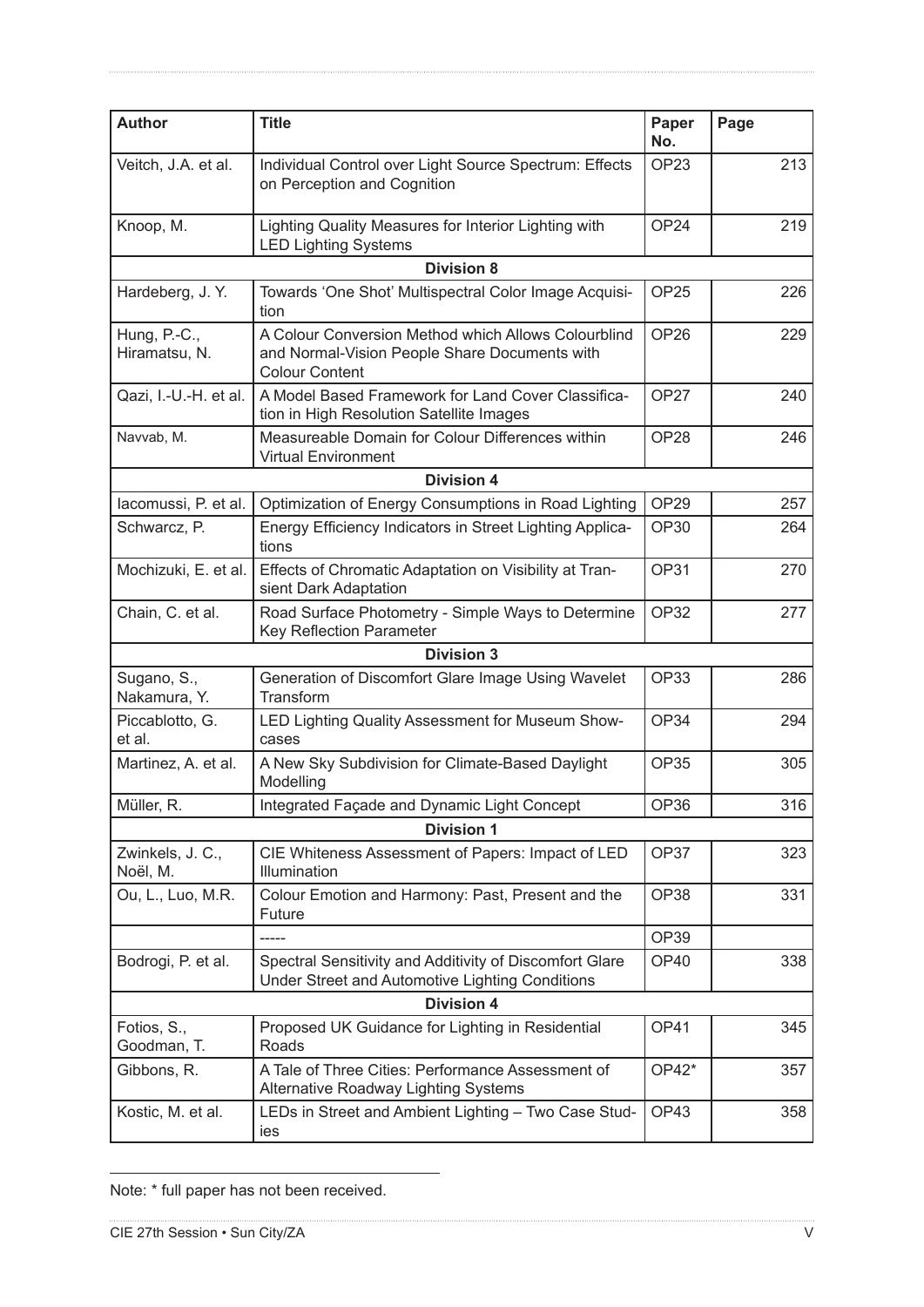| Author | Title | Paper No. | Page |
|---|---|---|---|
| Veitch, J.A. et al. | Individual Control over Light Source Spectrum: Effects on Perception and Cognition | OP23 | 213 |
| Knoop, M. | Lighting Quality Measures for Interior Lighting with LED Lighting Systems | OP24 | 219 |
| | **Division 8** | | |
| Hardeberg, J. Y. | Towards 'One Shot' Multispectral Color Image Acquisition | OP25 | 226 |
| Hung, P.-C., Hiramatsu, N. | A Colour Conversion Method which Allows Colourblind and Normal-Vision People Share Documents with Colour Content | OP26 | 229 |
| Qazi, I.-U.-H. et al. | A Model Based Framework for Land Cover Classification in High Resolution Satellite Images | OP27 | 240 |
| Navvab, M. | Measureable Domain for Colour Differences within Virtual Environment | OP28 | 246 |
| | **Division 4** | | |
| Iacomussi, P. et al. | Optimization of Energy Consumptions in Road Lighting | OP29 | 257 |
| Schwarcz, P. | Energy Efficiency Indicators in Street Lighting Applications | OP30 | 264 |
| Mochizuki, E. et al. | Effects of Chromatic Adaptation on Visibility at Transient Dark Adaptation | OP31 | 270 |
| Chain, C. et al. | Road Surface Photometry - Simple Ways to Determine Key Reflection Parameter | OP32 | 277 |
| | **Division 3** | | |
| Sugano, S., Nakamura, Y. | Generation of Discomfort Glare Image Using Wavelet Transform | OP33 | 286 |
| Piccablotto, G. et al. | LED Lighting Quality Assessment for Museum Showcases | OP34 | 294 |
| Martinez, A. et al. | A New Sky Subdivision for Climate-Based Daylight Modelling | OP35 | 305 |
| Müller, R. | Integrated Façade and Dynamic Light Concept | OP36 | 316 |
| | **Division 1** | | |
| Zwinkels, J. C., Noël, M. | CIE Whiteness Assessment of Papers: Impact of LED Illumination | OP37 | 323 |
| Ou, L., Luo, M.R. | Colour Emotion and Harmony: Past, Present and the Future | OP38 | 331 |
| | ----- | OP39 | |
| Bodrogi, P. et al. | Spectral Sensitivity and Additivity of Discomfort Glare Under Street and Automotive Lighting Conditions | OP40 | 338 |
| | **Division 4** | | |
| Fotios, S., Goodman, T. | Proposed UK Guidance for Lighting in Residential Roads | OP41 | 345 |
| Gibbons, R. | A Tale of Three Cities: Performance Assessment of Alternative Roadway Lighting Systems | OP42* | 357 |
| Kostic, M. et al. | LEDs in Street and Ambient Lighting – Two Case Studies | OP43 | 358 |

Note: * full paper has not been received.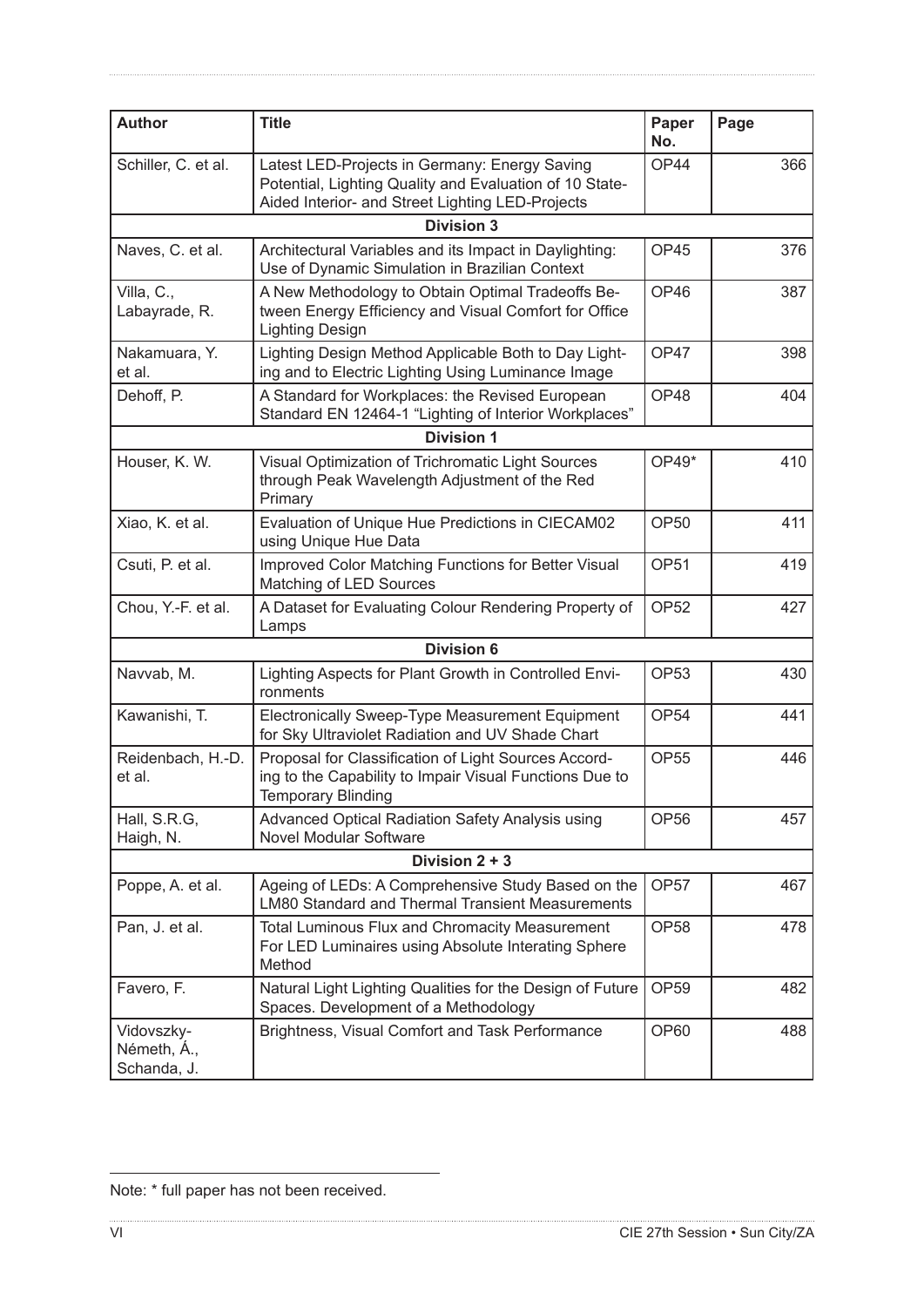| Author | Title | Paper No. | Page |
|---|---|---|---|
| Schiller, C. et al. | Latest LED-Projects in Germany: Energy Saving Potential, Lighting Quality and Evaluation of 10 State-Aided Interior- and Street Lighting LED-Projects | OP44 | 366 |
| **Division 3** | | | |
| Naves, C. et al. | Architectural Variables and its Impact in Daylighting: Use of Dynamic Simulation in Brazilian Context | OP45 | 376 |
| Villa, C., Labayrade, R. | A New Methodology to Obtain Optimal Tradeoffs Between Energy Efficiency and Visual Comfort for Office Lighting Design | OP46 | 387 |
| Nakamuara, Y. et al. | Lighting Design Method Applicable Both to Day Lighting and to Electric Lighting Using Luminance Image | OP47 | 398 |
| Dehoff, P. | A Standard for Workplaces: the Revised European Standard EN 12464-1 “Lighting of Interior Workplaces” | OP48 | 404 |
| **Division 1** | | | |
| Houser, K. W. | Visual Optimization of Trichromatic Light Sources through Peak Wavelength Adjustment of the Red Primary | OP49* | 410 |
| Xiao, K. et al. | Evaluation of Unique Hue Predictions in CIECAM02 using Unique Hue Data | OP50 | 411 |
| Csuti, P. et al. | Improved Color Matching Functions for Better Visual Matching of LED Sources | OP51 | 419 |
| Chou, Y.-F. et al. | A Dataset for Evaluating Colour Rendering Property of Lamps | OP52 | 427 |
| **Division 6** | | | |
| Navvab, M. | Lighting Aspects for Plant Growth in Controlled Environments | OP53 | 430 |
| Kawanishi, T. | Electronically Sweep-Type Measurement Equipment for Sky Ultraviolet Radiation and UV Shade Chart | OP54 | 441 |
| Reidenbach, H.-D. et al. | Proposal for Classification of Light Sources According to the Capability to Impair Visual Functions Due to Temporary Blinding | OP55 | 446 |
| Hall, S.R.G, Haigh, N. | Advanced Optical Radiation Safety Analysis using Novel Modular Software | OP56 | 457 |
| **Division 2 + 3** | | | |
| Poppe, A. et al. | Ageing of LEDs: A Comprehensive Study Based on the LM80 Standard and Thermal Transient Measurements | OP57 | 467 |
| Pan, J. et al. | Total Luminous Flux and Chromacity Measurement For LED Luminaires using Absolute Interating Sphere Method | OP58 | 478 |
| Favero, F. | Natural Light Lighting Qualities for the Design of Future Spaces. Development of a Methodology | OP59 | 482 |
| Vidovszky-Németh, Á., Schanda, J. | Brightness, Visual Comfort and Task Performance | OP60 | 488 |

Note: * full paper has not been received.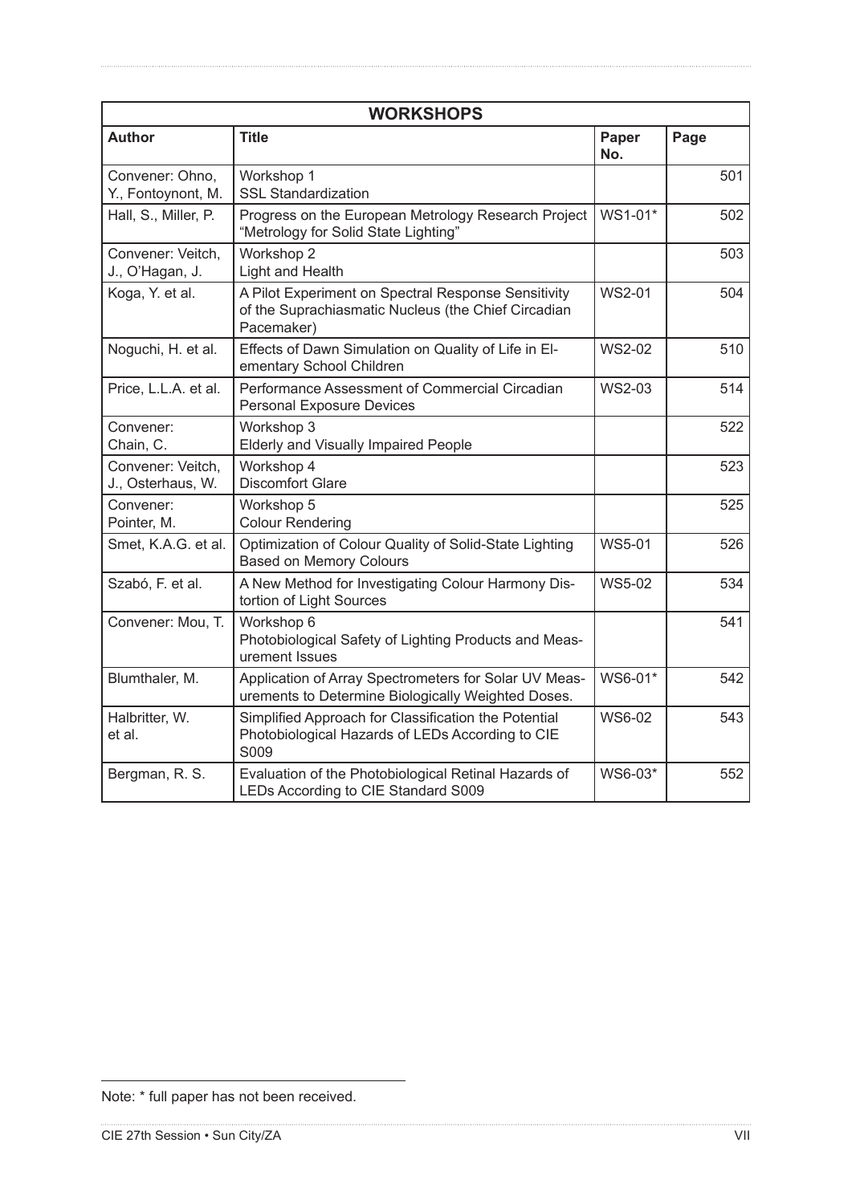| WORKSHOPS | | | |
|---|---|---|---|
| **Author** | **Title** | **Paper No.** | **Page** |
| Convener: Ohno, Y., Fontoynont, M. | Workshop 1<br>SSL Standardization | | 501 |
| Hall, S., Miller, P. | Progress on the European Metrology Research Project "Metrology for Solid State Lighting" | WS1-01* | 502 |
| Convener: Veitch, J., O'Hagan, J. | Workshop 2<br>Light and Health | | 503 |
| Koga, Y. et al. | A Pilot Experiment on Spectral Response Sensitivity of the Suprachiasmatic Nucleus (the Chief Circadian Pacemaker) | WS2-01 | 504 |
| Noguchi, H. et al. | Effects of Dawn Simulation on Quality of Life in Elementary School Children | WS2-02 | 510 |
| Price, L.L.A. et al. | Performance Assessment of Commercial Circadian Personal Exposure Devices | WS2-03 | 514 |
| Convener: Chain, C. | Workshop 3<br>Elderly and Visually Impaired People | | 522 |
| Convener: Veitch, J., Osterhaus, W. | Workshop 4<br>Discomfort Glare | | 523 |
| Convener: Pointer, M. | Workshop 5<br>Colour Rendering | | 525 |
| Smet, K.A.G. et al. | Optimization of Colour Quality of Solid-State Lighting Based on Memory Colours | WS5-01 | 526 |
| Szabó, F. et al. | A New Method for Investigating Colour Harmony Distortion of Light Sources | WS5-02 | 534 |
| Convener: Mou, T. | Workshop 6<br>Photobiological Safety of Lighting Products and Measurement Issues | | 541 |
| Blumthaler, M. | Application of Array Spectrometers for Solar UV Measurements to Determine Biologically Weighted Doses. | WS6-01* | 542 |
| Halbritter, W. et al. | Simplified Approach for Classification the Potential Photobiological Hazards of LEDs According to CIE S009 | WS6-02 | 543 |
| Bergman, R. S. | Evaluation of the Photobiological Retinal Hazards of LEDs According to CIE Standard S009 | WS6-03* | 552 |

Note: * full paper has not been received.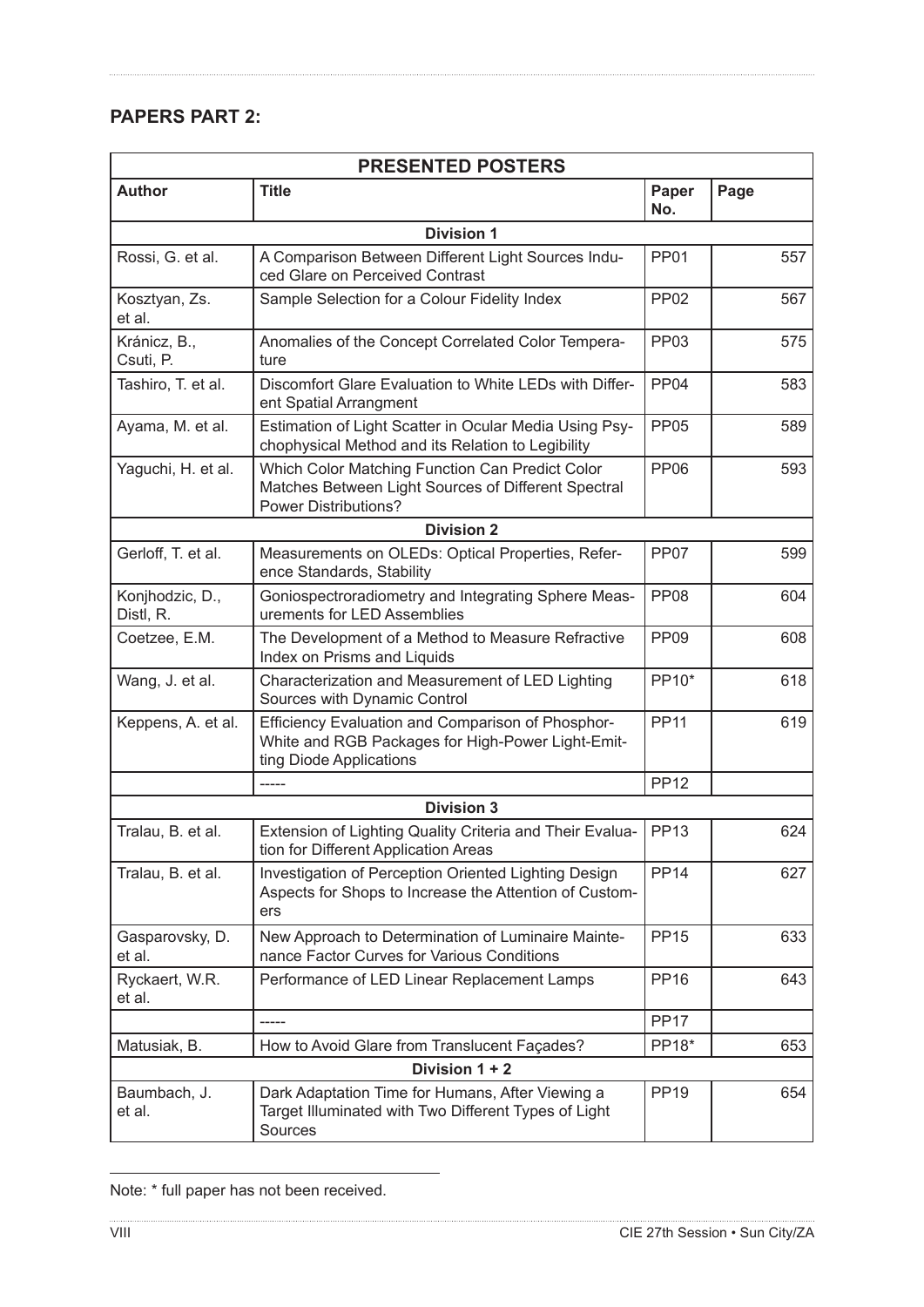## PAPERS PART 2:

| PRESENTED POSTERS | | | |
|---|---|---|---|
| **Author** | **Title** | **Paper No.** | **Page** |
| **Division 1** | | | |
| Rossi, G. et al. | A Comparison Between Different Light Sources Induced Glare on Perceived Contrast | PP01 | 557 |
| Kosztyan, Zs. et al. | Sample Selection for a Colour Fidelity Index | PP02 | 567 |
| Kránicz, B., Csuti, P. | Anomalies of the Concept Correlated Color Temperature | PP03 | 575 |
| Tashiro, T. et al. | Discomfort Glare Evaluation to White LEDs with Different Spatial Arrangment | PP04 | 583 |
| Ayama, M. et al. | Estimation of Light Scatter in Ocular Media Using Psychophysical Method and its Relation to Legibility | PP05 | 589 |
| Yaguchi, H. et al. | Which Color Matching Function Can Predict Color Matches Between Light Sources of Different Spectral Power Distributions? | PP06 | 593 |
| **Division 2** | | | |
| Gerloff, T. et al. | Measurements on OLEDs: Optical Properties, Reference Standards, Stability | PP07 | 599 |
| Konjhodzic, D., Distl, R. | Goniospectroradiometry and Integrating Sphere Measurements for LED Assemblies | PP08 | 604 |
| Coetzee, E.M. | The Development of a Method to Measure Refractive Index on Prisms and Liquids | PP09 | 608 |
| Wang, J. et al. | Characterization and Measurement of LED Lighting Sources with Dynamic Control | PP10* | 618 |
| Keppens, A. et al. | Efficiency Evaluation and Comparison of Phosphor-White and RGB Packages for High-Power Light-Emitting Diode Applications | PP11 | 619 |
| | ----- | PP12 | |
| **Division 3** | | | |
| Tralau, B. et al. | Extension of Lighting Quality Criteria and Their Evaluation for Different Application Areas | PP13 | 624 |
| Tralau, B. et al. | Investigation of Perception Oriented Lighting Design Aspects for Shops to Increase the Attention of Customers | PP14 | 627 |
| Gasparovsky, D. et al. | New Approach to Determination of Luminaire Maintenance Factor Curves for Various Conditions | PP15 | 633 |
| Ryckaert, W.R. et al. | Performance of LED Linear Replacement Lamps | PP16 | 643 |
| | ----- | PP17 | |
| Matusiak, B. | How to Avoid Glare from Translucent Façades? | PP18* | 653 |
| **Division 1 + 2** | | | |
| Baumbach, J. et al. | Dark Adaptation Time for Humans, After Viewing a Target Illuminated with Two Different Types of Light Sources | PP19 | 654 |

Note: * full paper has not been received.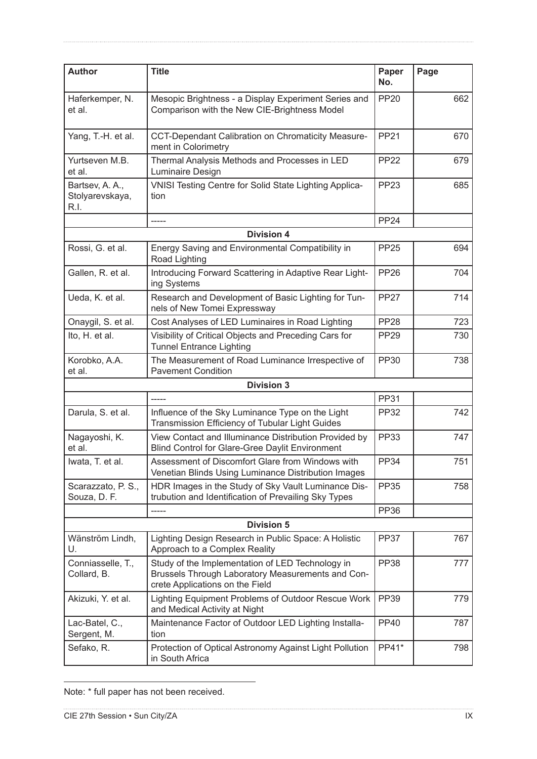| Author | Title | Paper No. | Page |
|---|---|---|---|
| Haferkemper, N. et al. | Mesopic Brightness - a Display Experiment Series and Comparison with the New CIE-Brightness Model | PP20 | 662 |
| Yang, T.-H. et al. | CCT-Dependant Calibration on Chromaticity Measurement in Colorimetry | PP21 | 670 |
| Yurtseven M.B. et al. | Thermal Analysis Methods and Processes in LED Luminaire Design | PP22 | 679 |
| Bartsev, A. A., Stolyarevskaya, R.I. | VNISI Testing Centre for Solid State Lighting Application | PP23 | 685 |
| | ----- | PP24 | |
| | **Division 4** | | |
| Rossi, G. et al. | Energy Saving and Environmental Compatibility in Road Lighting | PP25 | 694 |
| Gallen, R. et al. | Introducing Forward Scattering in Adaptive Rear Lighting Systems | PP26 | 704 |
| Ueda, K. et al. | Research and Development of Basic Lighting for Tunnels of New Tomei Expressway | PP27 | 714 |
| Onaygil, S. et al. | Cost Analyses of LED Luminaires in Road Lighting | PP28 | 723 |
| Ito, H. et al. | Visibility of Critical Objects and Preceding Cars for Tunnel Entrance Lighting | PP29 | 730 |
| Korobko, A.A. et al. | The Measurement of Road Luminance Irrespective of Pavement Condition | PP30 | 738 |
| | **Division 3** | | |
| | ----- | PP31 | |
| Darula, S. et al. | Influence of the Sky Luminance Type on the Light Transmission Efficiency of Tubular Light Guides | PP32 | 742 |
| Nagayoshi, K. et al. | View Contact and Illuminance Distribution Provided by Blind Control for Glare-Gree Daylit Environment | PP33 | 747 |
| Iwata, T. et al. | Assessment of Discomfort Glare from Windows with Venetian Blinds Using Luminance Distribution Images | PP34 | 751 |
| Scarazzato, P. S., Souza, D. F. | HDR Images in the Study of Sky Vault Luminance Distrubution and Identification of Prevailing Sky Types | PP35 | 758 |
| | ----- | PP36 | |
| | **Division 5** | | |
| Wänström Lindh, U. | Lighting Design Research in Public Space: A Holistic Approach to a Complex Reality | PP37 | 767 |
| Conniasselle, T., Collard, B. | Study of the Implementation of LED Technology in Brussels Through Laboratory Measurements and Concrete Applications on the Field | PP38 | 777 |
| Akizuki, Y. et al. | Lighting Equipment Problems of Outdoor Rescue Work and Medical Activity at Night | PP39 | 779 |
| Lac-Batel, C., Sergent, M. | Maintenance Factor of Outdoor LED Lighting Installation | PP40 | 787 |
| Sefako, R. | Protection of Optical Astronomy Against Light Pollution in South Africa | PP41* | 798 |

Note: * full paper has not been received.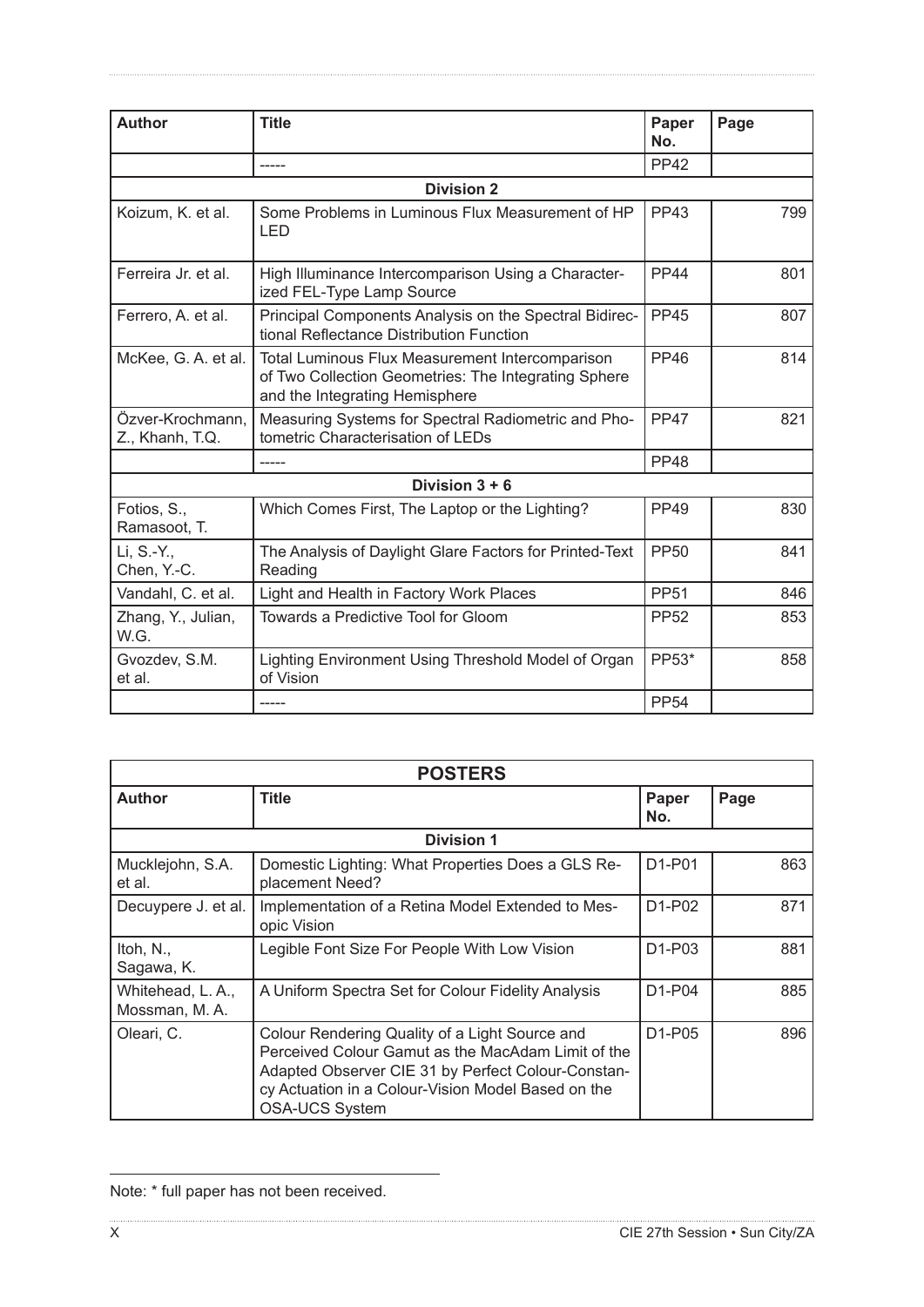| Author | Title | Paper No. | Page |
|---|---|---|---|
| | ----- | PP42 | |
| | **Division 2** | | |
| Koizum, K. et al. | Some Problems in Luminous Flux Measurement of HP LED | PP43 | 799 |
| Ferreira Jr. et al. | High Illuminance Intercomparison Using a Characterized FEL-Type Lamp Source | PP44 | 801 |
| Ferrero, A. et al. | Principal Components Analysis on the Spectral Bidirectional Reflectance Distribution Function | PP45 | 807 |
| McKee, G. A. et al. | Total Luminous Flux Measurement Intercomparison of Two Collection Geometries: The Integrating Sphere and the Integrating Hemisphere | PP46 | 814 |
| Özver-Krochmann, Z., Khanh, T.Q. | Measuring Systems for Spectral Radiometric and Photometric Characterisation of LEDs | PP47 | 821 |
| | ----- | PP48 | |
| | **Division 3 + 6** | | |
| Fotios, S., Ramasoot, T. | Which Comes First, The Laptop or the Lighting? | PP49 | 830 |
| Li, S.-Y., Chen, Y.-C. | The Analysis of Daylight Glare Factors for Printed-Text Reading | PP50 | 841 |
| Vandahl, C. et al. | Light and Health in Factory Work Places | PP51 | 846 |
| Zhang, Y., Julian, W.G. | Towards a Predictive Tool for Gloom | PP52 | 853 |
| Gvozdev, S.M. et al. | Lighting Environment Using Threshold Model of Organ of Vision | PP53* | 858 |
| | ----- | PP54 | |

| **POSTERS** | | | |
|---|---|---|---|
| **Author** | **Title** | **Paper No.** | **Page** |
| | **Division 1** | | |
| Mucklejohn, S.A. et al. | Domestic Lighting: What Properties Does a GLS Replacement Need? | D1-P01 | 863 |
| Decuypere J. et al. | Implementation of a Retina Model Extended to Mesopic Vision | D1-P02 | 871 |
| Itoh, N., Sagawa, K. | Legible Font Size For People With Low Vision | D1-P03 | 881 |
| Whitehead, L. A., Mossman, M. A. | A Uniform Spectra Set for Colour Fidelity Analysis | D1-P04 | 885 |
| Oleari, C. | Colour Rendering Quality of a Light Source and Perceived Colour Gamut as the MacAdam Limit of the Adapted Observer CIE 31 by Perfect Colour-Constancy Actuation in a Colour-Vision Model Based on the OSA-UCS System | D1-P05 | 896 |

Note: * full paper has not been received.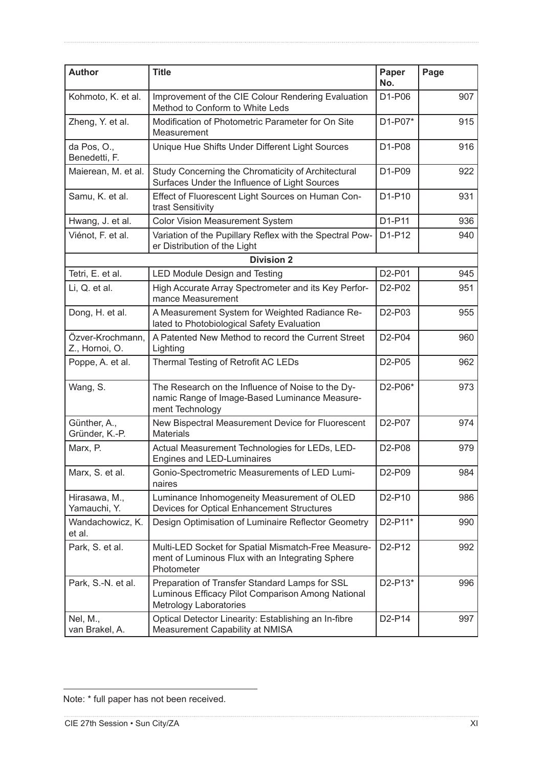| Author | Title | Paper No. | Page |
|---|---|---|---|
| Kohmoto, K. et al. | Improvement of the CIE Colour Rendering Evaluation Method to Conform to White Leds | D1-P06 | 907 |
| Zheng, Y. et al. | Modification of Photometric Parameter for On Site Measurement | D1-P07* | 915 |
| da Pos, O., Benedetti, F. | Unique Hue Shifts Under Different Light Sources | D1-P08 | 916 |
| Maierean, M. et al. | Study Concerning the Chromaticity of Architectural Surfaces Under the Influence of Light Sources | D1-P09 | 922 |
| Samu, K. et al. | Effect of Fluorescent Light Sources on Human Contrast Sensitivity | D1-P10 | 931 |
| Hwang, J. et al. | Color Vision Measurement System | D1-P11 | 936 |
| Viénot, F. et al. | Variation of the Pupillary Reflex with the Spectral Power Distribution of the Light | D1-P12 | 940 |
| **Division 2** | | | |
| Tetri, E. et al. | LED Module Design and Testing | D2-P01 | 945 |
| Li, Q. et al. | High Accurate Array Spectrometer and its Key Performance Measurement | D2-P02 | 951 |
| Dong, H. et al. | A Measurement System for Weighted Radiance Related to Photobiological Safety Evaluation | D2-P03 | 955 |
| Özver-Krochmann, Z., Hornoi, O. | A Patented New Method to record the Current Street Lighting | D2-P04 | 960 |
| Poppe, A. et al. | Thermal Testing of Retrofit AC LEDs | D2-P05 | 962 |
| Wang, S. | The Research on the Influence of Noise to the Dynamic Range of Image-Based Luminance Measurement Technology | D2-P06* | 973 |
| Günther, A., Gründer, K.-P. | New Bispectral Measurement Device for Fluorescent Materials | D2-P07 | 974 |
| Marx, P. | Actual Measurement Technologies for LEDs, LED-Engines and LED-Luminaires | D2-P08 | 979 |
| Marx, S. et al. | Gonio-Spectrometric Measurements of LED Luminaires | D2-P09 | 984 |
| Hirasawa, M., Yamauchi, Y. | Luminance Inhomogeneity Measurement of OLED Devices for Optical Enhancement Structures | D2-P10 | 986 |
| Wandachowicz, K. et al. | Design Optimisation of Luminaire Reflector Geometry | D2-P11* | 990 |
| Park, S. et al. | Multi-LED Socket for Spatial Mismatch-Free Measurement of Luminous Flux with an Integrating Sphere Photometer | D2-P12 | 992 |
| Park, S.-N. et al. | Preparation of Transfer Standard Lamps for SSL Luminous Efficacy Pilot Comparison Among National Metrology Laboratories | D2-P13* | 996 |
| Nel, M., van Brakel, A. | Optical Detector Linearity: Establishing an In-fibre Measurement Capability at NMISA | D2-P14 | 997 |

Note: * full paper has not been received.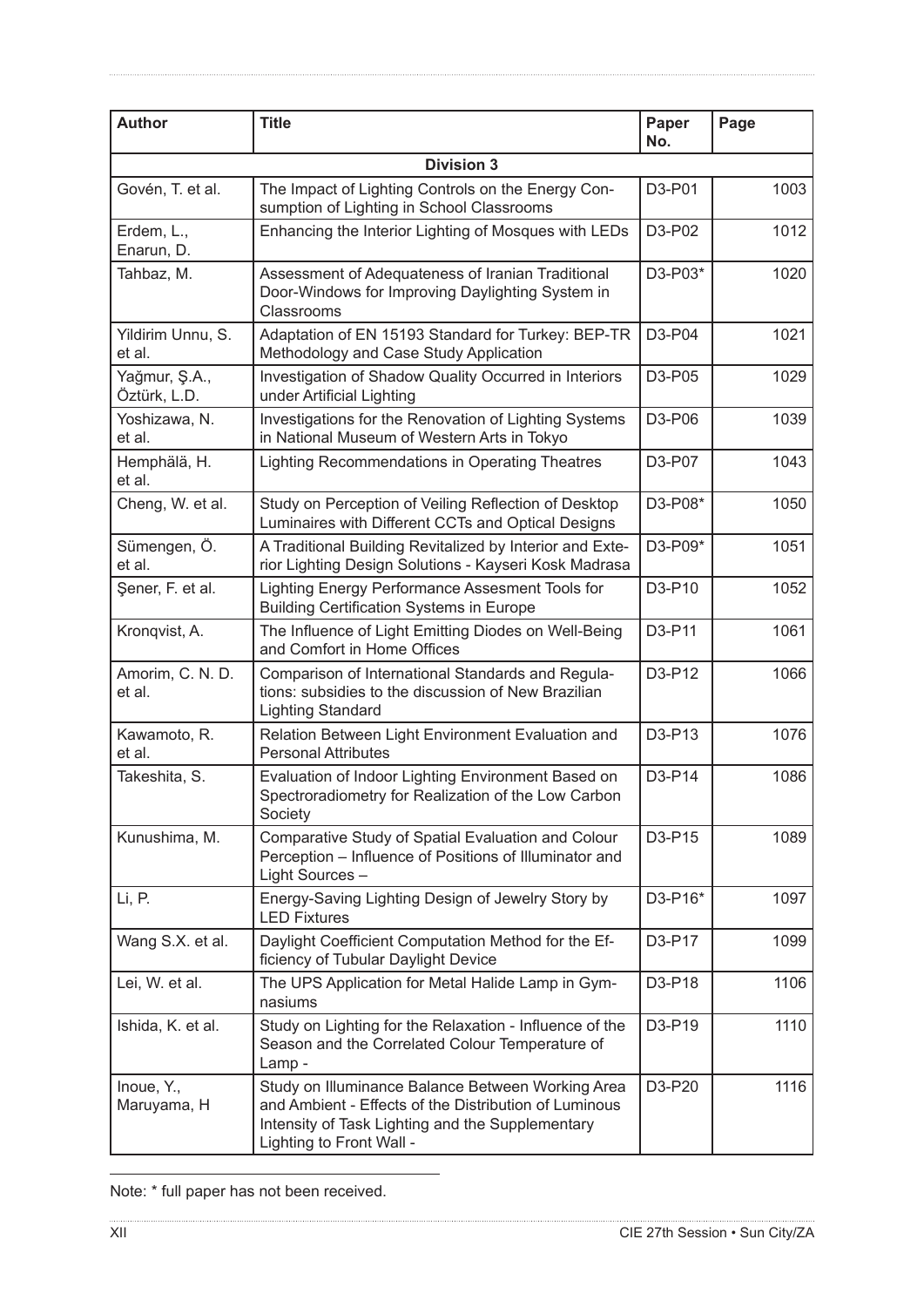| Author | Title | Paper No. | Page |
|---|---|---|---|
| **Division 3** | | | |
| Govén, T. et al. | The Impact of Lighting Controls on the Energy Consumption of Lighting in School Classrooms | D3-P01 | 1003 |
| Erdem, L., Enarun, D. | Enhancing the Interior Lighting of Mosques with LEDs | D3-P02 | 1012 |
| Tahbaz, M. | Assessment of Adequateness of Iranian Traditional Door-Windows for Improving Daylighting System in Classrooms | D3-P03* | 1020 |
| Yildirim Unnu, S. et al. | Adaptation of EN 15193 Standard for Turkey: BEP-TR Methodology and Case Study Application | D3-P04 | 1021 |
| Yağmur, Ş.A., Öztürk, L.D. | Investigation of Shadow Quality Occurred in Interiors under Artificial Lighting | D3-P05 | 1029 |
| Yoshizawa, N. et al. | Investigations for the Renovation of Lighting Systems in National Museum of Western Arts in Tokyo | D3-P06 | 1039 |
| Hemphälä, H. et al. | Lighting Recommendations in Operating Theatres | D3-P07 | 1043 |
| Cheng, W. et al. | Study on Perception of Veiling Reflection of Desktop Luminaires with Different CCTs and Optical Designs | D3-P08* | 1050 |
| Sümengen, Ö. et al. | A Traditional Building Revitalized by Interior and Exterior Lighting Design Solutions - Kayseri Kosk Madrasa | D3-P09* | 1051 |
| Şener, F. et al. | Lighting Energy Performance Assesment Tools for Building Certification Systems in Europe | D3-P10 | 1052 |
| Kronqvist, A. | The Influence of Light Emitting Diodes on Well-Being and Comfort in Home Offices | D3-P11 | 1061 |
| Amorim, C. N. D. et al. | Comparison of International Standards and Regulations: subsidies to the discussion of New Brazilian Lighting Standard | D3-P12 | 1066 |
| Kawamoto, R. et al. | Relation Between Light Environment Evaluation and Personal Attributes | D3-P13 | 1076 |
| Takeshita, S. | Evaluation of Indoor Lighting Environment Based on Spectroradiometry for Realization of the Low Carbon Society | D3-P14 | 1086 |
| Kunushima, M. | Comparative Study of Spatial Evaluation and Colour Perception – Influence of Positions of Illuminator and Light Sources – | D3-P15 | 1089 |
| Li, P. | Energy-Saving Lighting Design of Jewelry Story by LED Fixtures | D3-P16* | 1097 |
| Wang S.X. et al. | Daylight Coefficient Computation Method for the Efficiency of Tubular Daylight Device | D3-P17 | 1099 |
| Lei, W. et al. | The UPS Application for Metal Halide Lamp in Gymnasiums | D3-P18 | 1106 |
| Ishida, K. et al. | Study on Lighting for the Relaxation - Influence of the Season and the Correlated Colour Temperature of Lamp - | D3-P19 | 1110 |
| Inoue, Y., Maruyama, H | Study on Illuminance Balance Between Working Area and Ambient - Effects of the Distribution of Luminous Intensity of Task Lighting and the Supplementary Lighting to Front Wall - | D3-P20 | 1116 |

Note: * full paper has not been received.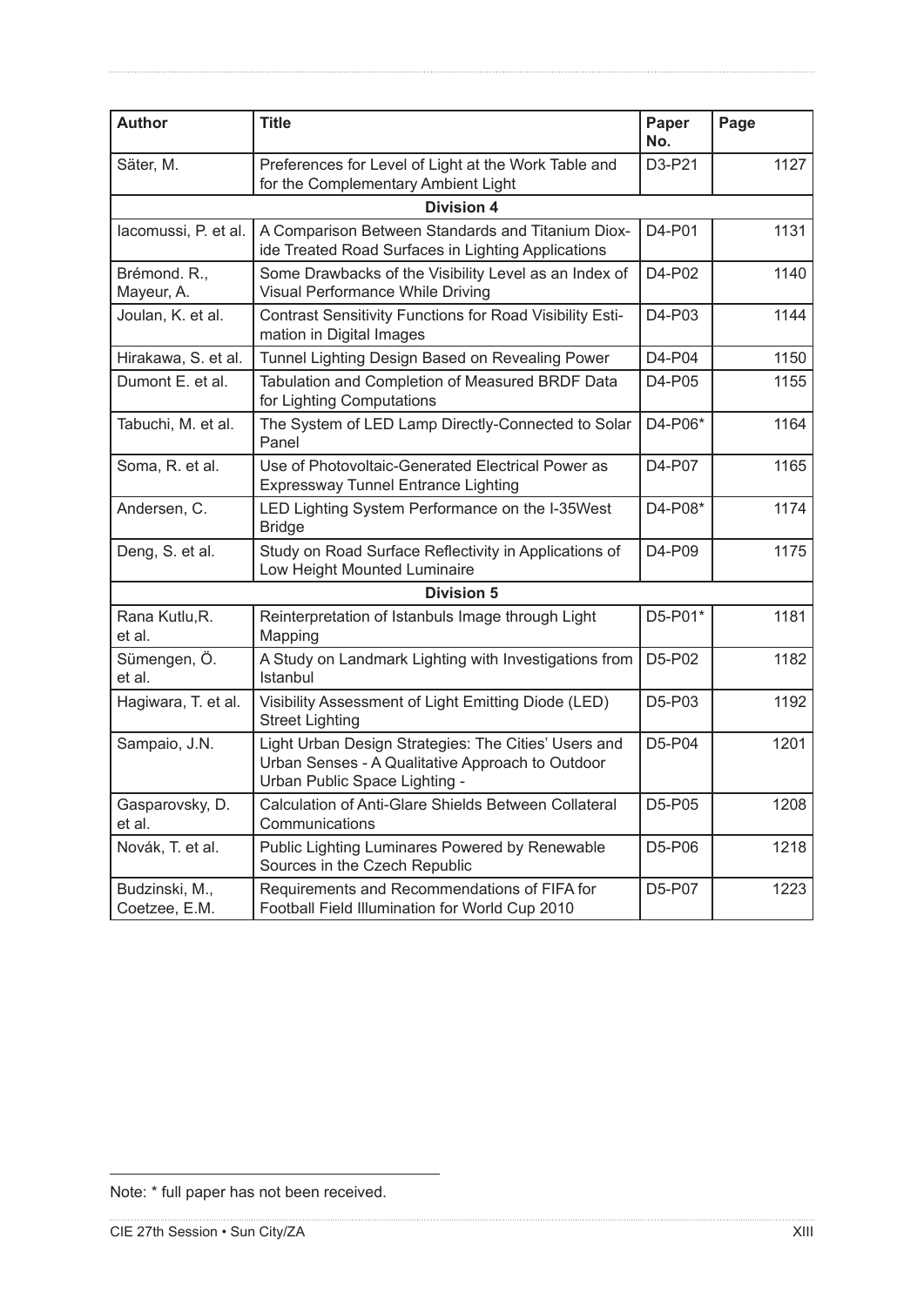| Author | Title | Paper No. | Page |
|---|---|---|---|
| Säter, M. | Preferences for Level of Light at the Work Table and for the Complementary Ambient Light | D3-P21 | 1127 |
| **Division 4** | | | |
| Iacomussi, P. et al. | A Comparison Between Standards and Titanium Dioxide Treated Road Surfaces in Lighting Applications | D4-P01 | 1131 |
| Brémond. R., Mayeur, A. | Some Drawbacks of the Visibility Level as an Index of Visual Performance While Driving | D4-P02 | 1140 |
| Joulan, K. et al. | Contrast Sensitivity Functions for Road Visibility Estimation in Digital Images | D4-P03 | 1144 |
| Hirakawa, S. et al. | Tunnel Lighting Design Based on Revealing Power | D4-P04 | 1150 |
| Dumont E. et al. | Tabulation and Completion of Measured BRDF Data for Lighting Computations | D4-P05 | 1155 |
| Tabuchi, M. et al. | The System of LED Lamp Directly-Connected to Solar Panel | D4-P06* | 1164 |
| Soma, R. et al. | Use of Photovoltaic-Generated Electrical Power as Expressway Tunnel Entrance Lighting | D4-P07 | 1165 |
| Andersen, C. | LED Lighting System Performance on the I-35West Bridge | D4-P08* | 1174 |
| Deng, S. et al. | Study on Road Surface Reflectivity in Applications of Low Height Mounted Luminaire | D4-P09 | 1175 |
| **Division 5** | | | |
| Rana Kutlu,R. et al. | Reinterpretation of Istanbuls Image through Light Mapping | D5-P01* | 1181 |
| Sümengen, Ö. et al. | A Study on Landmark Lighting with Investigations from Istanbul | D5-P02 | 1182 |
| Hagiwara, T. et al. | Visibility Assessment of Light Emitting Diode (LED) Street Lighting | D5-P03 | 1192 |
| Sampaio, J.N. | Light Urban Design Strategies: The Cities' Users and Urban Senses - A Qualitative Approach to Outdoor Urban Public Space Lighting - | D5-P04 | 1201 |
| Gasparovsky, D. et al. | Calculation of Anti-Glare Shields Between Collateral Communications | D5-P05 | 1208 |
| Novák, T. et al. | Public Lighting Luminares Powered by Renewable Sources in the Czech Republic | D5-P06 | 1218 |
| Budzinski, M., Coetzee, E.M. | Requirements and Recommendations of FIFA for Football Field Illumination for World Cup 2010 | D5-P07 | 1223 |

Note: * full paper has not been received.